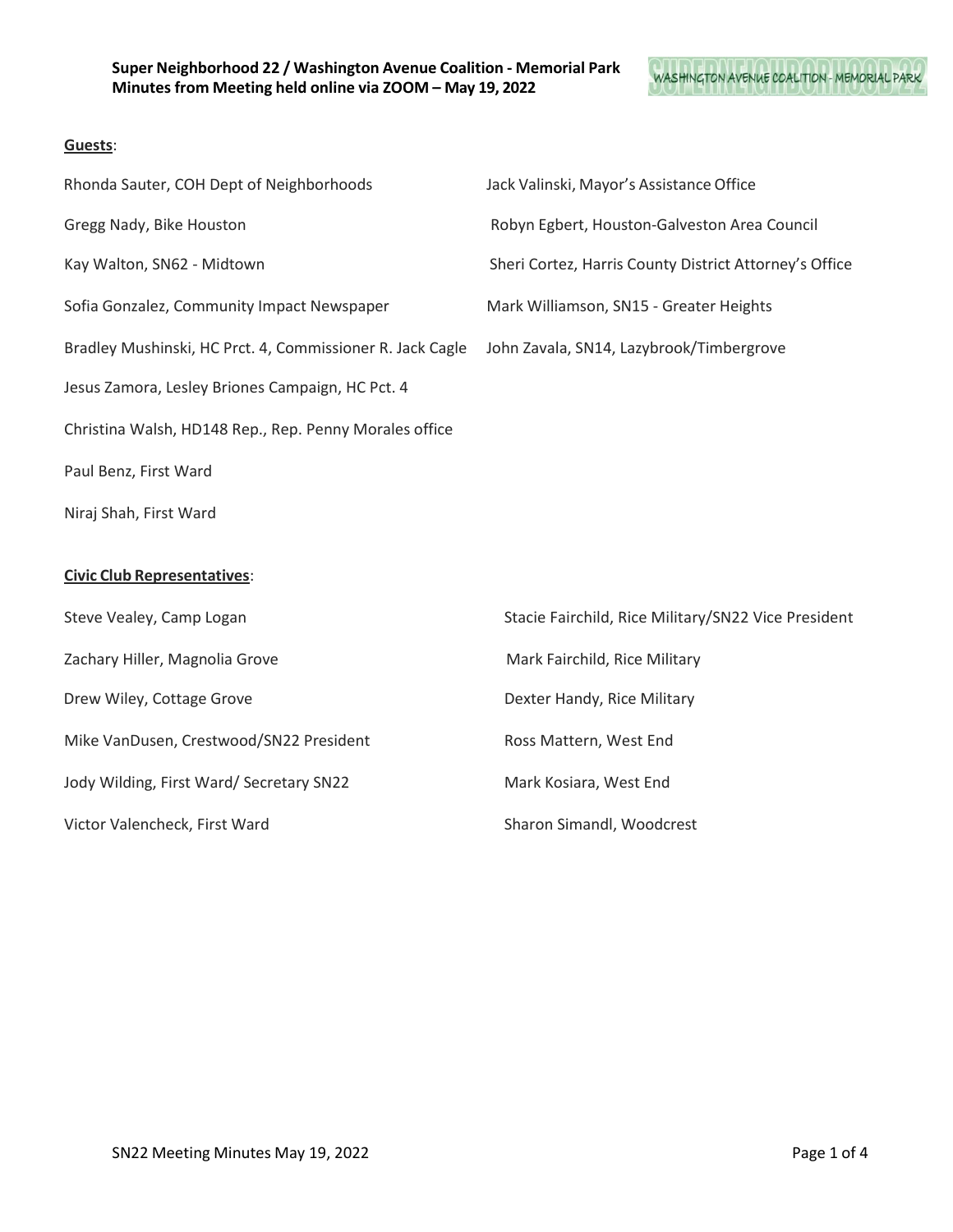**Super Neighborhood 22 / Washington Avenue Coalition - Memorial Park**
**Minutes from Meeting held online via ZOOM – May 19, 2022**

WASHINGTON AVENUE COALITION - MEMORIAL PARK

**Guests**:

Rhonda Sauter, COH Dept of Neighborhoods

Jack Valinski, Mayor's Assistance Office

Gregg Nady, Bike Houston

Robyn Egbert, Houston-Galveston Area Council

Kay Walton, SN62 - Midtown

Sheri Cortez, Harris County District Attorney's Office

Sofia Gonzalez, Community Impact Newspaper

Mark Williamson, SN15 - Greater Heights

Bradley Mushinski, HC Prct. 4, Commissioner R. Jack Cagle

John Zavala, SN14, Lazybrook/Timbergrove

Jesus Zamora, Lesley Briones Campaign, HC Pct. 4

Christina Walsh, HD148 Rep., Rep. Penny Morales office

Paul Benz, First Ward

Niraj Shah, First Ward

**Civic Club Representatives**:

Steve Vealey, Camp Logan

Zachary Hiller, Magnolia Grove

Drew Wiley, Cottage Grove

Mike VanDusen, Crestwood/SN22 President

Jody Wilding, First Ward/ Secretary SN22

Victor Valencheck, First Ward

Stacie Fairchild, Rice Military/SN22 Vice President

Mark Fairchild, Rice Military

Dexter Handy, Rice Military

Ross Mattern, West End

Mark Kosiara, West End

Sharon Simandl, Woodcrest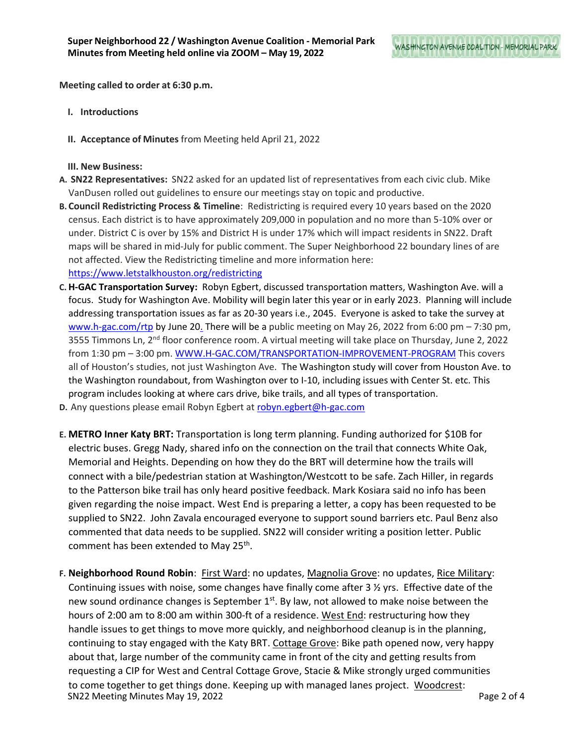**Super Neighborhood 22 / Washington Avenue Coalition - Memorial Park**
**Minutes from Meeting held online via ZOOM – May 19, 2022**

**Meeting called to order at 6:30 p.m.**

**I. Introductions**

**II. Acceptance of Minutes** from Meeting held April 21, 2022

**III. New Business:**

A. **SN22 Representatives:** SN22 asked for an updated list of representatives from each civic club. Mike VanDusen rolled out guidelines to ensure our meetings stay on topic and productive.

B. **Council Redistricting Process & Timeline**: Redistricting is required every 10 years based on the 2020 census. Each district is to have approximately 209,000 in population and no more than 5-10% over or under. District C is over by 15% and District H is under 17% which will impact residents in SN22. Draft maps will be shared in mid-July for public comment. The Super Neighborhood 22 boundary lines of are not affected. View the Redistricting timeline and more information here: https://www.letstalkhouston.org/redistricting

C. **H-GAC Transportation Survey:** Robyn Egbert, discussed transportation matters, Washington Ave. will a focus. Study for Washington Ave. Mobility will begin later this year or in early 2023. Planning will include addressing transportation issues as far as 20-30 years i.e., 2045. Everyone is asked to take the survey at www.h-gac.com/rtp by June 20. There will be a public meeting on May 26, 2022 from 6:00 pm – 7:30 pm, 3555 Timmons Ln, 2nd floor conference room. A virtual meeting will take place on Thursday, June 2, 2022 from 1:30 pm – 3:00 pm. WWW.H-GAC.COM/TRANSPORTATION-IMPROVEMENT-PROGRAM This covers all of Houston's studies, not just Washington Ave. The Washington study will cover from Houston Ave. to the Washington roundabout, from Washington over to I-10, including issues with Center St. etc. This program includes looking at where cars drive, bike trails, and all types of transportation.

D. Any questions please email Robyn Egbert at robyn.egbert@h-gac.com

E. **METRO Inner Katy BRT:** Transportation is long term planning. Funding authorized for $10B for electric buses. Gregg Nady, shared info on the connection on the trail that connects White Oak, Memorial and Heights. Depending on how they do the BRT will determine how the trails will connect with a bile/pedestrian station at Washington/Westcott to be safe. Zach Hiller, in regards to the Patterson bike trail has only heard positive feedback. Mark Kosiara said no info has been given regarding the noise impact. West End is preparing a letter, a copy has been requested to be supplied to SN22. John Zavala encouraged everyone to support sound barriers etc. Paul Benz also commented that data needs to be supplied. SN22 will consider writing a position letter. Public comment has been extended to May 25th.

F. **Neighborhood Round Robin**: First Ward: no updates, Magnolia Grove: no updates, Rice Military: Continuing issues with noise, some changes have finally come after 3 ½ yrs. Effective date of the new sound ordinance changes is September 1st. By law, not allowed to make noise between the hours of 2:00 am to 8:00 am within 300-ft of a residence. West End: restructuring how they handle issues to get things to move more quickly, and neighborhood cleanup is in the planning, continuing to stay engaged with the Katy BRT. Cottage Grove: Bike path opened now, very happy about that, large number of the community came in front of the city and getting results from requesting a CIP for West and Central Cottage Grove, Stacie & Mike strongly urged communities to come together to get things done. Keeping up with managed lanes project. Woodcrest: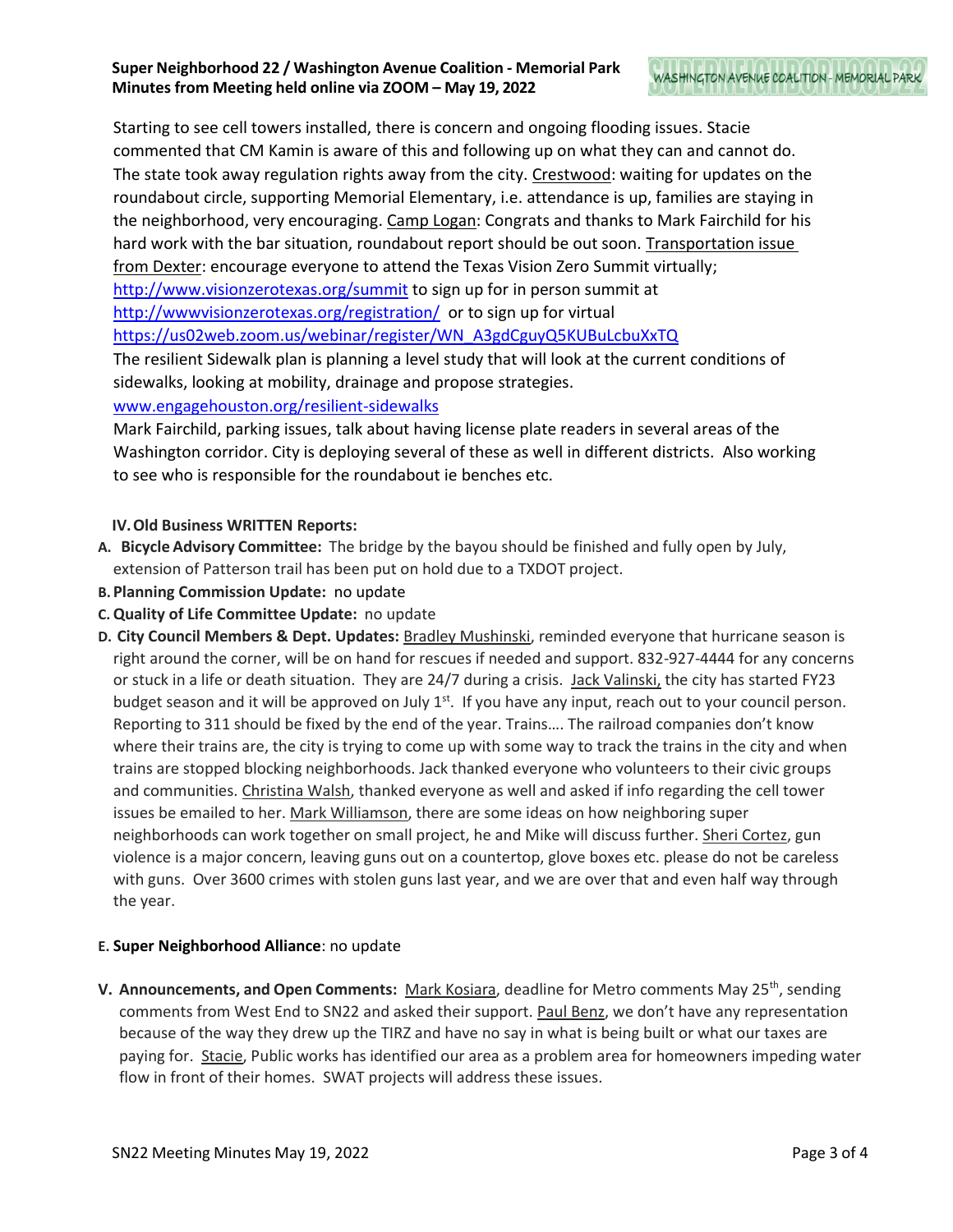Starting to see cell towers installed, there is concern and ongoing flooding issues. Stacie commented that CM Kamin is aware of this and following up on what they can and cannot do. The state took away regulation rights away from the city. Crestwood: waiting for updates on the roundabout circle, supporting Memorial Elementary, i.e. attendance is up, families are staying in the neighborhood, very encouraging. Camp Logan: Congrats and thanks to Mark Fairchild for his hard work with the bar situation, roundabout report should be out soon. Transportation issue from Dexter: encourage everyone to attend the Texas Vision Zero Summit virtually; http://www.visionzerotexas.org/summit to sign up for in person summit at http://wwwvisionzerotexas.org/registration/ or to sign up for virtual https://us02web.zoom.us/webinar/register/WN_A3gdCguyQ5KUBuLcbuXxTQ

The resilient Sidewalk plan is planning a level study that will look at the current conditions of sidewalks, looking at mobility, drainage and propose strategies. www.engagehouston.org/resilient-sidewalks

Mark Fairchild, parking issues, talk about having license plate readers in several areas of the Washington corridor. City is deploying several of these as well in different districts. Also working to see who is responsible for the roundabout ie benches etc.

## IV. Old Business WRITTEN Reports:

**A. Bicycle Advisory Committee:** The bridge by the bayou should be finished and fully open by July, extension of Patterson trail has been put on hold due to a TXDOT project.

**B. Planning Commission Update:** no update

**C. Quality of Life Committee Update:** no update

**D. City Council Members & Dept. Updates:** Bradley Mushinski, reminded everyone that hurricane season is right around the corner, will be on hand for rescues if needed and support. 832-927-4444 for any concerns or stuck in a life or death situation. They are 24/7 during a crisis. Jack Valinski, the city has started FY23 budget season and it will be approved on July 1st. If you have any input, reach out to your council person. Reporting to 311 should be fixed by the end of the year. Trains…. The railroad companies don't know where their trains are, the city is trying to come up with some way to track the trains in the city and when trains are stopped blocking neighborhoods. Jack thanked everyone who volunteers to their civic groups and communities. Christina Walsh, thanked everyone as well and asked if info regarding the cell tower issues be emailed to her. Mark Williamson, there are some ideas on how neighboring super neighborhoods can work together on small project, he and Mike will discuss further. Sheri Cortez, gun violence is a major concern, leaving guns out on a countertop, glove boxes etc. please do not be careless with guns. Over 3600 crimes with stolen guns last year, and we are over that and even half way through the year.

**E. Super Neighborhood Alliance**: no update

## V. Announcements, and Open Comments:

Mark Kosiara, deadline for Metro comments May 25th, sending comments from West End to SN22 and asked their support. Paul Benz, we don't have any representation because of the way they drew up the TIRZ and have no say in what is being built or what our taxes are paying for. Stacie, Public works has identified our area as a problem area for homeowners impeding water flow in front of their homes. SWAT projects will address these issues.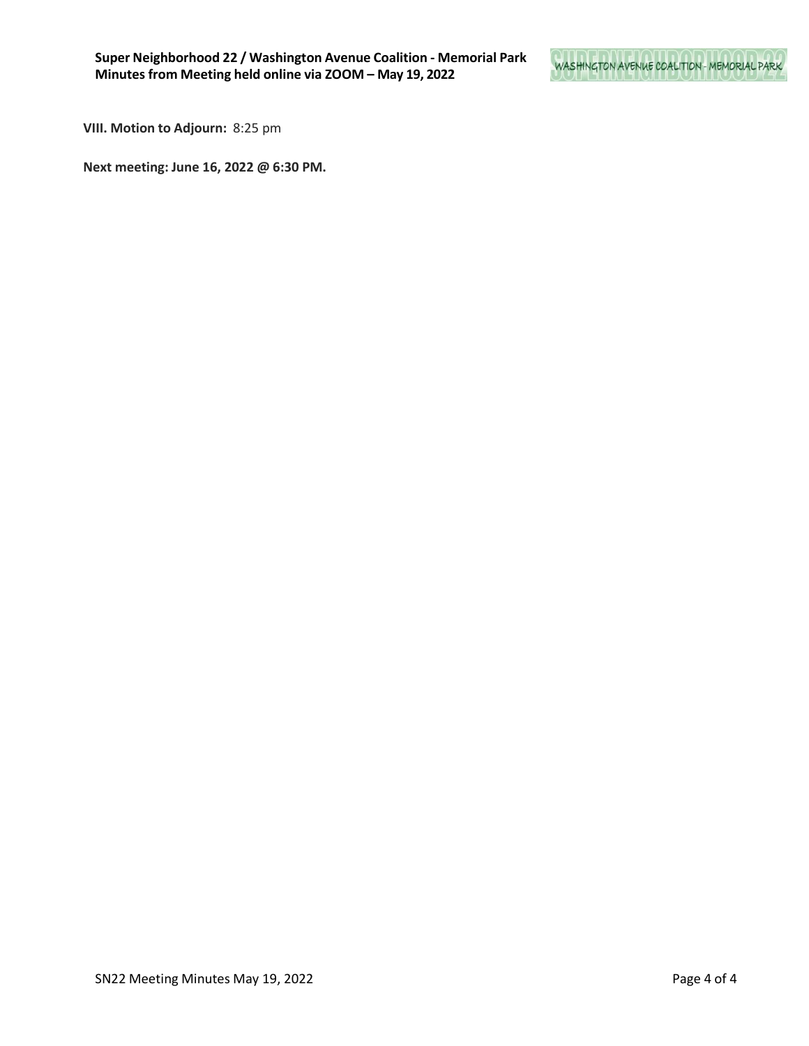**VIII. Motion to Adjourn:** 8:25 pm

**Next meeting: June 16, 2022 @ 6:30 PM.**